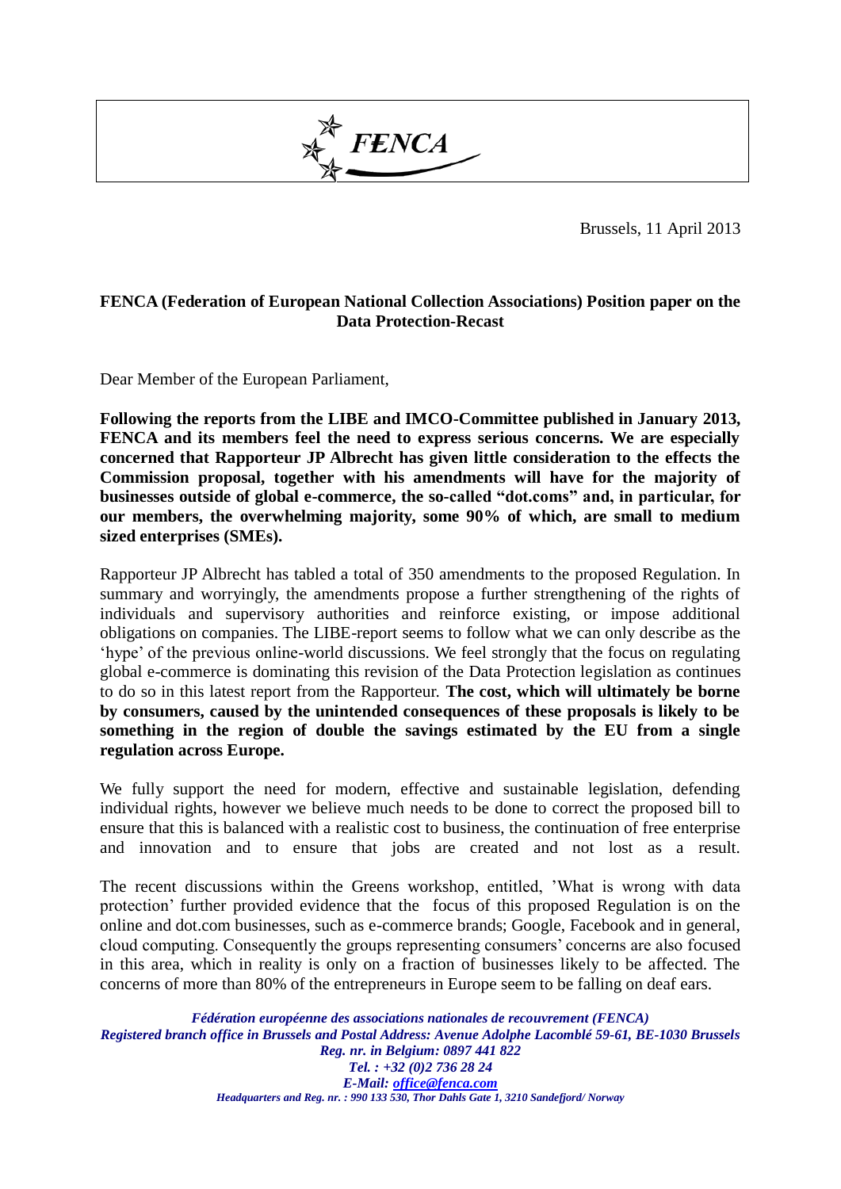**FENCA**

Brussels, 11 April 2013

**FENCA (Federation of European National Collection Associations) Position paper on the Data Protection-Recast**

Dear Member of the European Parliament,

**Following the reports from the LIBE and IMCO-Committee published in January 2013, FENCA and its members feel the need to express serious concerns. We are especially concerned that Rapporteur JP Albrecht has given little consideration to the effects the Commission proposal, together with his amendments will have for the majority of businesses outside of global e-commerce, the so-called "dot.coms" and, in particular, for our members, the overwhelming majority, some 90% of which, are small to medium sized enterprises (SMEs).**

Rapporteur JP Albrecht has tabled a total of 350 amendments to the proposed Regulation. In summary and worryingly, the amendments propose a further strengthening of the rights of individuals and supervisory authorities and reinforce existing, or impose additional obligations on companies. The LIBE-report seems to follow what we can only describe as the 'hype' of the previous online-world discussions. We feel strongly that the focus on regulating global e-commerce is dominating this revision of the Data Protection legislation as continues to do so in this latest report from the Rapporteur. **The cost, which will ultimately be borne by consumers, caused by the unintended consequences of these proposals is likely to be something in the region of double the savings estimated by the EU from a single regulation across Europe.**

We fully support the need for modern, effective and sustainable legislation, defending individual rights, however we believe much needs to be done to correct the proposed bill to ensure that this is balanced with a realistic cost to business, the continuation of free enterprise and innovation and to ensure that jobs are created and not lost as a result.

The recent discussions within the Greens workshop, entitled, 'What is wrong with data protection' further provided evidence that the focus of this proposed Regulation is on the online and dot.com businesses, such as e-commerce brands; Google, Facebook and in general, cloud computing. Consequently the groups representing consumers' concerns are also focused in this area, which in reality is only on a fraction of businesses likely to be affected. The concerns of more than 80% of the entrepreneurs in Europe seem to be falling on deaf ears.

*Fédération européenne des associations nationales de recouvrement (FENCA)*
*Registered branch office in Brussels and Postal Address: Avenue Adolphe Lacomblé 59-61, BE-1030 Brussels*
*Reg. nr. in Belgium: 0897 441 822*
*Tel. : +32 (0)2 736 28 24*
*E-Mail: office@fenca.com*
*Headquarters and Reg. nr. : 990 133 530, Thor Dahls Gate 1, 3210 Sandefjord/ Norway*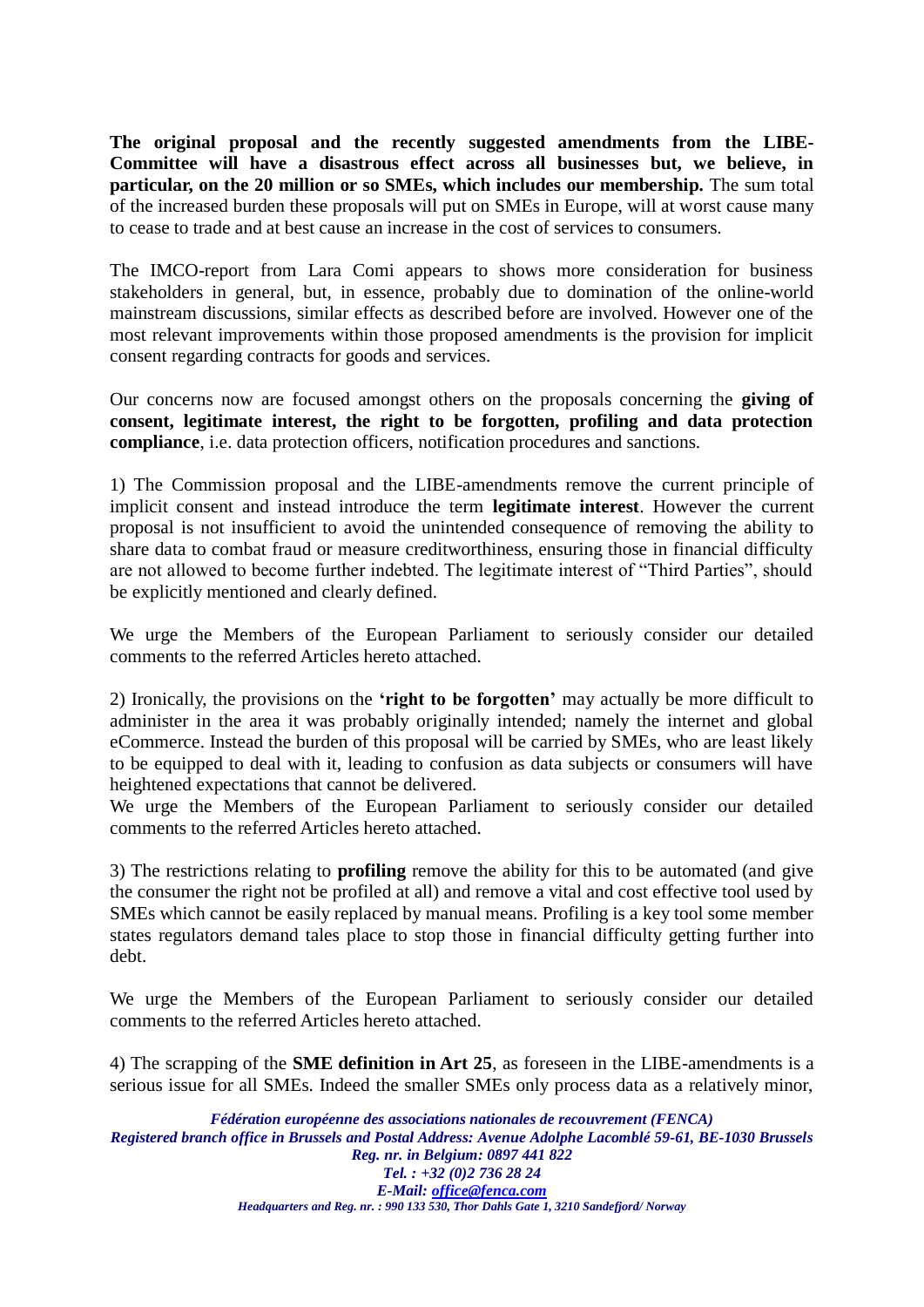**The original proposal and the recently suggested amendments from the LIBE-Committee will have a disastrous effect across all businesses but, we believe, in particular, on the 20 million or so SMEs, which includes our membership.** The sum total of the increased burden these proposals will put on SMEs in Europe, will at worst cause many to cease to trade and at best cause an increase in the cost of services to consumers.

The IMCO-report from Lara Comi appears to shows more consideration for business stakeholders in general, but, in essence, probably due to domination of the online-world mainstream discussions, similar effects as described before are involved. However one of the most relevant improvements within those proposed amendments is the provision for implicit consent regarding contracts for goods and services.

Our concerns now are focused amongst others on the proposals concerning the **giving of consent, legitimate interest, the right to be forgotten, profiling and data protection compliance**, i.e. data protection officers, notification procedures and sanctions.

1) The Commission proposal and the LIBE-amendments remove the current principle of implicit consent and instead introduce the term **legitimate interest**. However the current proposal is not insufficient to avoid the unintended consequence of removing the ability to share data to combat fraud or measure creditworthiness, ensuring those in financial difficulty are not allowed to become further indebted. The legitimate interest of "Third Parties", should be explicitly mentioned and clearly defined.

We urge the Members of the European Parliament to seriously consider our detailed comments to the referred Articles hereto attached.

2) Ironically, the provisions on the **'right to be forgotten'** may actually be more difficult to administer in the area it was probably originally intended; namely the internet and global eCommerce. Instead the burden of this proposal will be carried by SMEs, who are least likely to be equipped to deal with it, leading to confusion as data subjects or consumers will have heightened expectations that cannot be delivered.
We urge the Members of the European Parliament to seriously consider our detailed comments to the referred Articles hereto attached.

3) The restrictions relating to **profiling** remove the ability for this to be automated (and give the consumer the right not be profiled at all) and remove a vital and cost effective tool used by SMEs which cannot be easily replaced by manual means. Profiling is a key tool some member states regulators demand tales place to stop those in financial difficulty getting further into debt.

We urge the Members of the European Parliament to seriously consider our detailed comments to the referred Articles hereto attached.

4) The scrapping of the **SME definition in Art 25**, as foreseen in the LIBE-amendments is a serious issue for all SMEs. Indeed the smaller SMEs only process data as a relatively minor,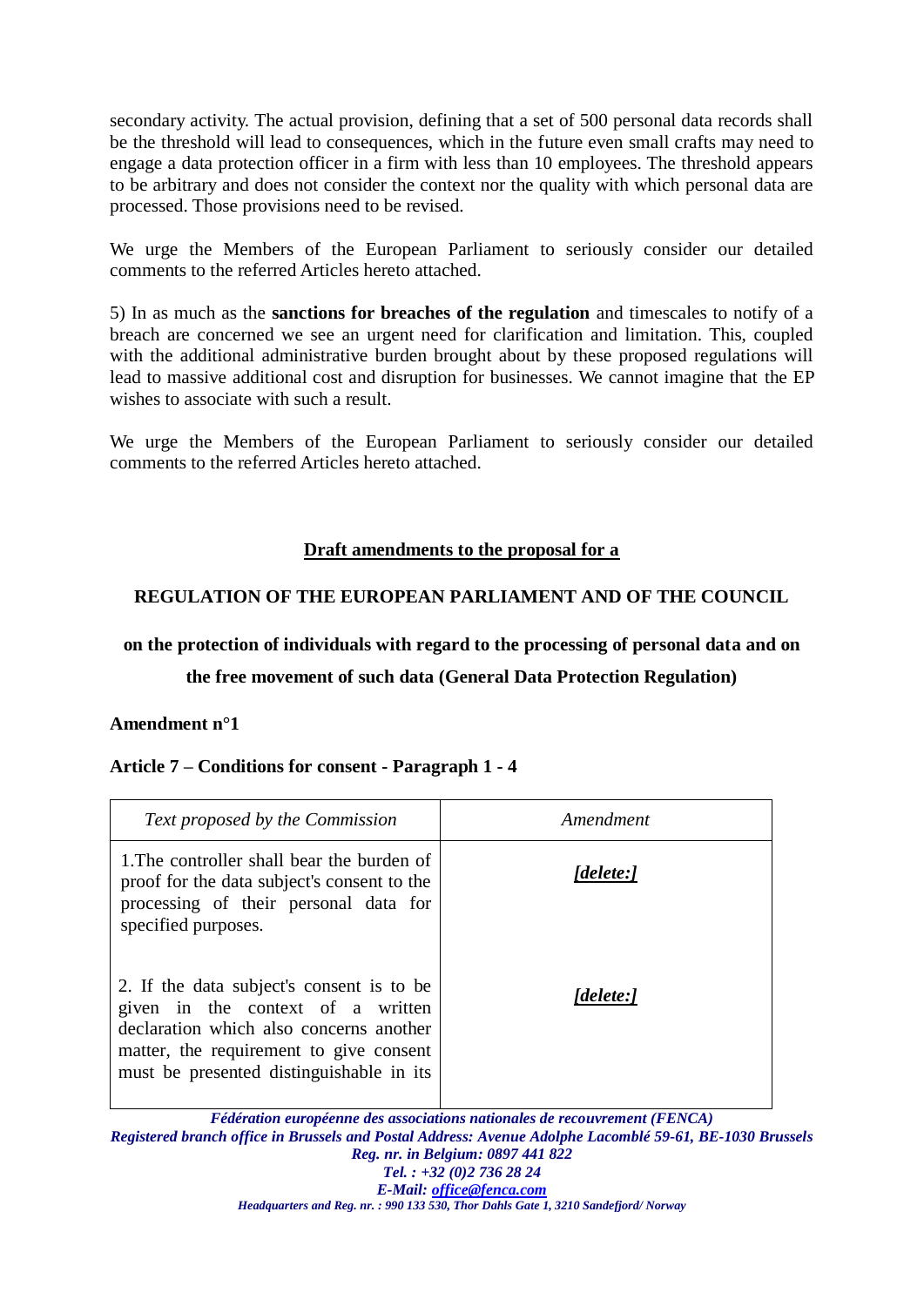secondary activity. The actual provision, defining that a set of 500 personal data records shall be the threshold will lead to consequences, which in the future even small crafts may need to engage a data protection officer in a firm with less than 10 employees. The threshold appears to be arbitrary and does not consider the context nor the quality with which personal data are processed. Those provisions need to be revised.

We urge the Members of the European Parliament to seriously consider our detailed comments to the referred Articles hereto attached.

5) In as much as the **sanctions for breaches of the regulation** and timescales to notify of a breach are concerned we see an urgent need for clarification and limitation. This, coupled with the additional administrative burden brought about by these proposed regulations will lead to massive additional cost and disruption for businesses. We cannot imagine that the EP wishes to associate with such a result.

We urge the Members of the European Parliament to seriously consider our detailed comments to the referred Articles hereto attached.

**Draft amendments to the proposal for a**

**REGULATION OF THE EUROPEAN PARLIAMENT AND OF THE COUNCIL**

**on the protection of individuals with regard to the processing of personal data and on the free movement of such data (General Data Protection Regulation)**

**Amendment n°1**

**Article 7 – Conditions for consent - Paragraph 1 - 4**

| *Text proposed by the Commission* | *Amendment* |
|---|---|
| 1.The controller shall bear the burden of proof for the data subject's consent to the processing of their personal data for specified purposes. | ***[delete:]*** |
| 2. If the data subject's consent is to be given in the context of a written declaration which also concerns another matter, the requirement to give consent must be presented distinguishable in its | ***[delete:]*** |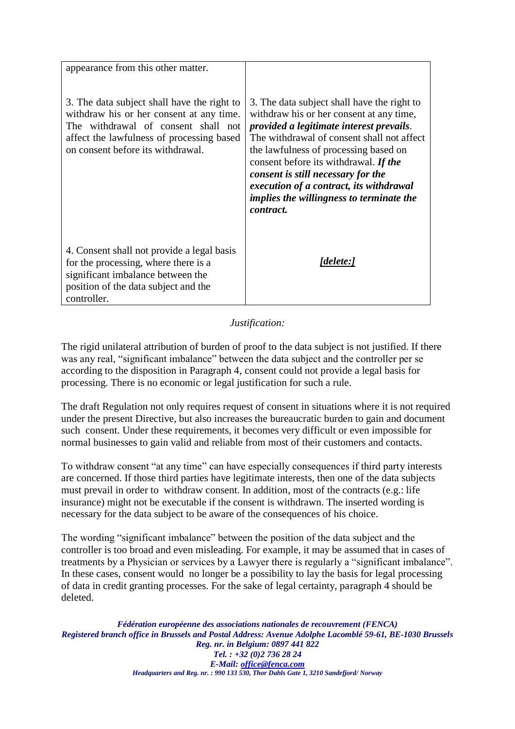| | |
|---|---|
| appearance from this other matter. | |
| 3. The data subject shall have the right to withdraw his or her consent at any time. The withdrawal of consent shall not affect the lawfulness of processing based on consent before its withdrawal. | 3. The data subject shall have the right to withdraw his or her consent at any time, ***provided a legitimate interest prevails***. The withdrawal of consent shall not affect the lawfulness of processing based on consent before its withdrawal. ***If the consent is still necessary for the execution of a contract, its withdrawal implies the willingness to terminate the contract.*** |
| 4. Consent shall not provide a legal basis for the processing, where there is a significant imbalance between the position of the data subject and the controller. | ***[delete:]*** |

*Justification:*

The rigid unilateral attribution of burden of proof to the data subject is not justified. If there was any real, "significant imbalance" between the data subject and the controller per se according to the disposition in Paragraph 4, consent could not provide a legal basis for processing. There is no economic or legal justification for such a rule.

The draft Regulation not only requires request of consent in situations where it is not required under the present Directive, but also increases the bureaucratic burden to gain and document such consent. Under these requirements, it becomes very difficult or even impossible for normal businesses to gain valid and reliable from most of their customers and contacts.

To withdraw consent "at any time" can have especially consequences if third party interests are concerned. If those third parties have legitimate interests, then one of the data subjects must prevail in order to withdraw consent. In addition, most of the contracts (e.g.: life insurance) might not be executable if the consent is withdrawn. The inserted wording is necessary for the data subject to be aware of the consequences of his choice.

The wording "significant imbalance" between the position of the data subject and the controller is too broad and even misleading. For example, it may be assumed that in cases of treatments by a Physician or services by a Lawyer there is regularly a "significant imbalance". In these cases, consent would no longer be a possibility to lay the basis for legal processing of data in credit granting processes. For the sake of legal certainty, paragraph 4 should be deleted.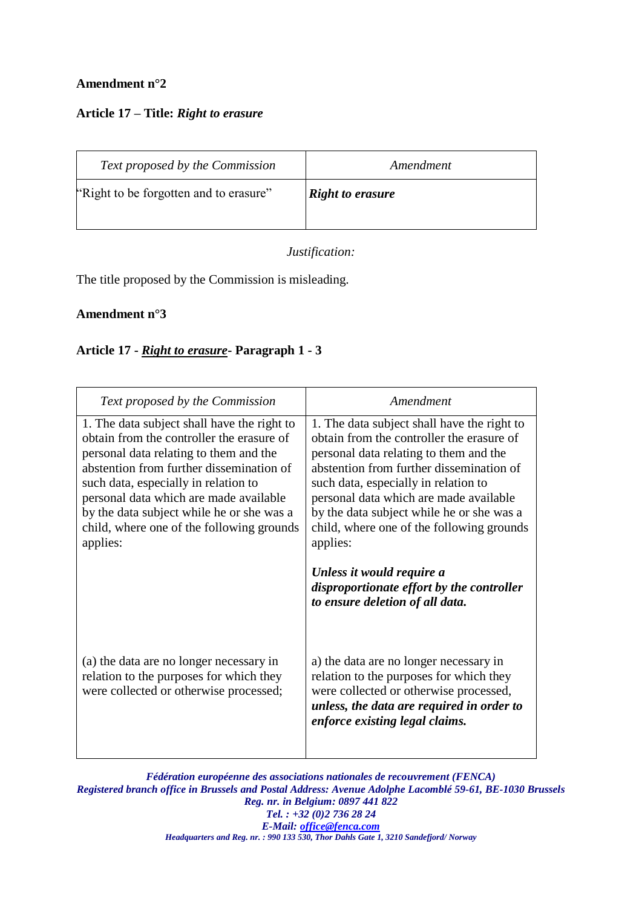**Amendment n°2**

**Article 17 – Title:** ***Right to erasure***

| *Text proposed by the Commission* | *Amendment* |
|---|---|
| "Right to be forgotten and to erasure" | ***Right to erasure*** |

*Justification:*

The title proposed by the Commission is misleading.

**Amendment n°3**

**Article 17 -** ***<u>Right to erasure</u>*****- Paragraph 1 - 3**

| *Text proposed by the Commission* | *Amendment* |
|---|---|
| 1. The data subject shall have the right to obtain from the controller the erasure of personal data relating to them and the abstention from further dissemination of such data, especially in relation to personal data which are made available by the data subject while he or she was a child, where one of the following grounds applies: | 1. The data subject shall have the right to obtain from the controller the erasure of personal data relating to them and the abstention from further dissemination of such data, especially in relation to personal data which are made available by the data subject while he or she was a child, where one of the following grounds applies:<br><br>***Unless it would require a disproportionate effort by the controller to ensure deletion of all data.*** |
| (a) the data are no longer necessary in relation to the purposes for which they were collected or otherwise processed; | a) the data are no longer necessary in relation to the purposes for which they were collected or otherwise processed, ***unless, the data are required in order to enforce existing legal claims.*** |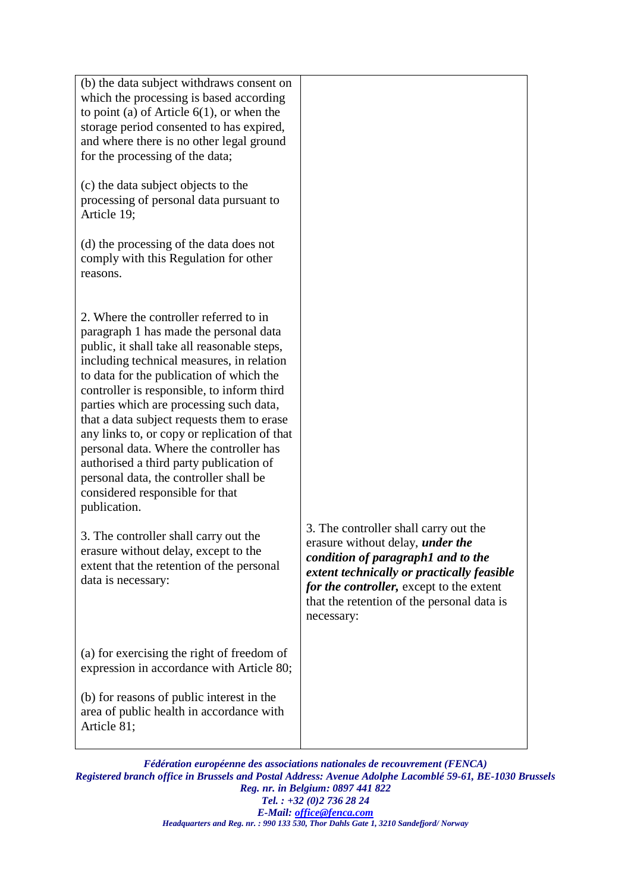| | |
|---|---|
| (b) the data subject withdraws consent on which the processing is based according to point (a) of Article 6(1), or when the storage period consented to has expired, and where there is no other legal ground for the processing of the data; | |
| (c) the data subject objects to the processing of personal data pursuant to Article 19; | |
| (d) the processing of the data does not comply with this Regulation for other reasons. | |
| 2. Where the controller referred to in paragraph 1 has made the personal data public, it shall take all reasonable steps, including technical measures, in relation to data for the publication of which the controller is responsible, to inform third parties which are processing such data, that a data subject requests them to erase any links to, or copy or replication of that personal data. Where the controller has authorised a third party publication of personal data, the controller shall be considered responsible for that publication. | |
| 3. The controller shall carry out the erasure without delay, except to the extent that the retention of the personal data is necessary: | 3. The controller shall carry out the erasure without delay, ***under the condition of paragraph1 and to the extent technically or practically feasible for the controller,*** except to the extent that the retention of the personal data is necessary: |
| (a) for exercising the right of freedom of expression in accordance with Article 80; | |
| (b) for reasons of public interest in the area of public health in accordance with Article 81; | |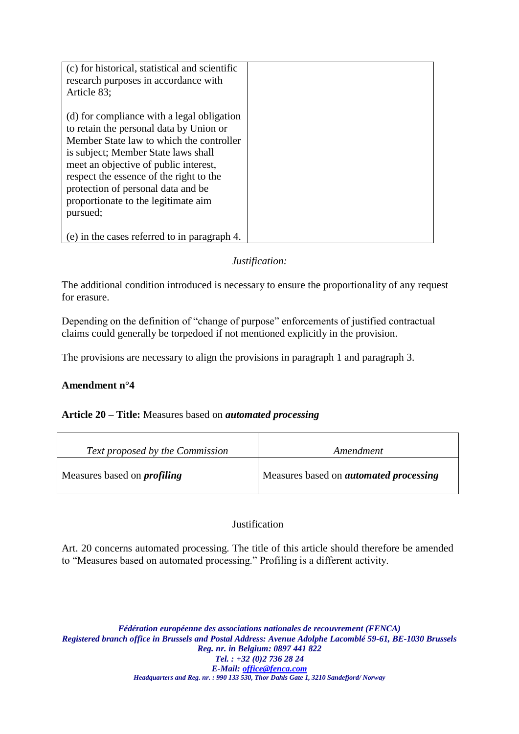| | |
|---|---|
| (c) for historical, statistical and scientific research purposes in accordance with Article 83;<br><br>(d) for compliance with a legal obligation to retain the personal data by Union or Member State law to which the controller is subject; Member State laws shall meet an objective of public interest, respect the essence of the right to the protection of personal data and be proportionate to the legitimate aim pursued;<br><br>(e) in the cases referred to in paragraph 4. | |

*Justification:*

The additional condition introduced is necessary to ensure the proportionality of any request for erasure.

Depending on the definition of "change of purpose" enforcements of justified contractual claims could generally be torpedoed if not mentioned explicitly in the provision.

The provisions are necessary to align the provisions in paragraph 1 and paragraph 3.

**Amendment n°4**

**Article 20 – Title:** Measures based on ***automated processing***

| *Text proposed by the Commission* | *Amendment* |
|---|---|
| Measures based on ***profiling*** | Measures based on ***automated processing*** |

Justification

Art. 20 concerns automated processing. The title of this article should therefore be amended to "Measures based on automated processing." Profiling is a different activity.

***Fédération européenne des associations nationales de recouvrement (FENCA)***
***Registered branch office in Brussels and Postal Address: Avenue Adolphe Lacomblé 59-61, BE-1030 Brussels***
***Reg. nr. in Belgium: 0897 441 822***
***Tel. : +32 (0)2 736 28 24***
***E-Mail: office@fenca.com***
***Headquarters and Reg. nr. : 990 133 530, Thor Dahls Gate 1, 3210 Sandefjord/ Norway***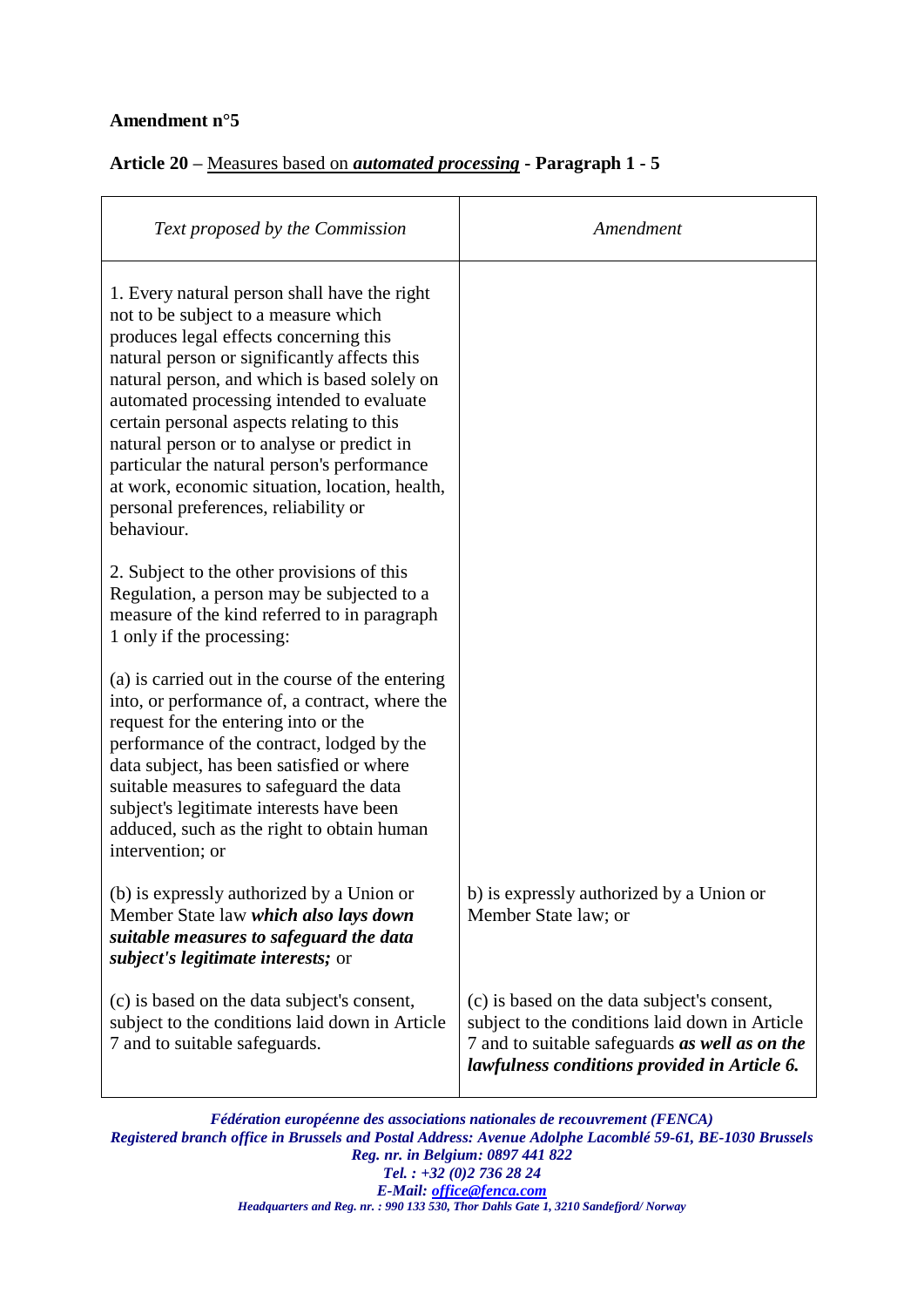**Amendment n°5**

**Article 20 –** Measures based on ***automated processing*** **- Paragraph 1 - 5**

| *Text proposed by the Commission* | *Amendment* |
|---|---|
| 1. Every natural person shall have the right not to be subject to a measure which produces legal effects concerning this natural person or significantly affects this natural person, and which is based solely on automated processing intended to evaluate certain personal aspects relating to this natural person or to analyse or predict in particular the natural person's performance at work, economic situation, location, health, personal preferences, reliability or behaviour. | |
| 2. Subject to the other provisions of this Regulation, a person may be subjected to a measure of the kind referred to in paragraph 1 only if the processing: | |
| (a) is carried out in the course of the entering into, or performance of, a contract, where the request for the entering into or the performance of the contract, lodged by the data subject, has been satisfied or where suitable measures to safeguard the data subject's legitimate interests have been adduced, such as the right to obtain human intervention; or | |
| (b) is expressly authorized by a Union or Member State law ***which also lays down suitable measures to safeguard the data subject's legitimate interests;*** or | b) is expressly authorized by a Union or Member State law; or |
| (c) is based on the data subject's consent, subject to the conditions laid down in Article 7 and to suitable safeguards. | (c) is based on the data subject's consent, subject to the conditions laid down in Article 7 and to suitable safeguards ***as well as on the lawfulness conditions provided in Article 6.*** |

*Fédération européenne des associations nationales de recouvrement (FENCA)*
*Registered branch office in Brussels and Postal Address: Avenue Adolphe Lacomblé 59-61, BE-1030 Brussels*
*Reg. nr. in Belgium: 0897 441 822*
*Tel. : +32 (0)2 736 28 24*
*E-Mail: office@fenca.com*
*Headquarters and Reg. nr. : 990 133 530, Thor Dahls Gate 1, 3210 Sandefjord/ Norway*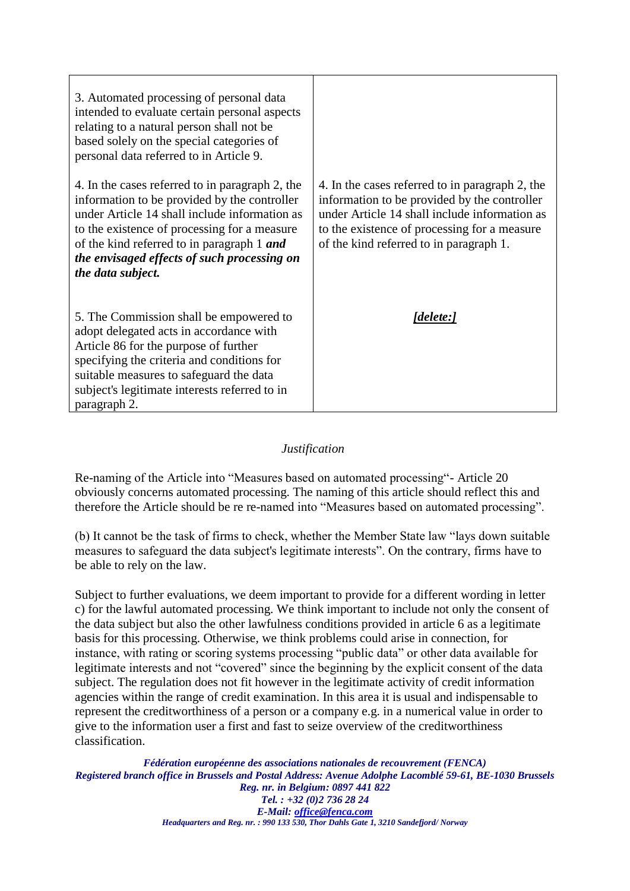| | |
|---|---|
| 3. Automated processing of personal data intended to evaluate certain personal aspects relating to a natural person shall not be based solely on the special categories of personal data referred to in Article 9. | |
| 4. In the cases referred to in paragraph 2, the information to be provided by the controller under Article 14 shall include information as to the existence of processing for a measure of the kind referred to in paragraph 1 ***and the envisaged effects of such processing on the data subject.*** | 4. In the cases referred to in paragraph 2, the information to be provided by the controller under Article 14 shall include information as to the existence of processing for a measure of the kind referred to in paragraph 1. |
| 5. The Commission shall be empowered to adopt delegated acts in accordance with Article 86 for the purpose of further specifying the criteria and conditions for suitable measures to safeguard the data subject's legitimate interests referred to in paragraph 2. | ***[delete:]*** |

*Justification*

Re-naming of the Article into "Measures based on automated processing"- Article 20 obviously concerns automated processing. The naming of this article should reflect this and therefore the Article should be re re-named into "Measures based on automated processing".

(b) It cannot be the task of firms to check, whether the Member State law "lays down suitable measures to safeguard the data subject's legitimate interests". On the contrary, firms have to be able to rely on the law.

Subject to further evaluations, we deem important to provide for a different wording in letter c) for the lawful automated processing. We think important to include not only the consent of the data subject but also the other lawfulness conditions provided in article 6 as a legitimate basis for this processing. Otherwise, we think problems could arise in connection, for instance, with rating or scoring systems processing "public data" or other data available for legitimate interests and not "covered" since the beginning by the explicit consent of the data subject. The regulation does not fit however in the legitimate activity of credit information agencies within the range of credit examination. In this area it is usual and indispensable to represent the creditworthiness of a person or a company e.g. in a numerical value in order to give to the information user a first and fast to seize overview of the creditworthiness classification.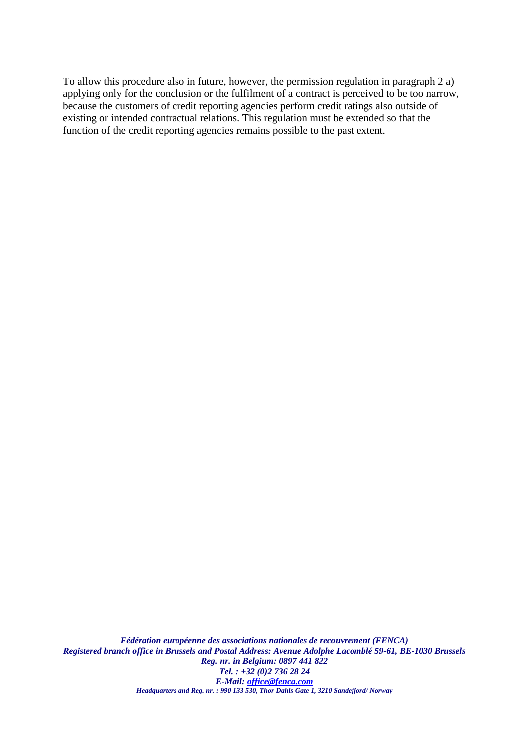To allow this procedure also in future, however, the permission regulation in paragraph 2 a) applying only for the conclusion or the fulfilment of a contract is perceived to be too narrow, because the customers of credit reporting agencies perform credit ratings also outside of existing or intended contractual relations. This regulation must be extended so that the function of the credit reporting agencies remains possible to the past extent.